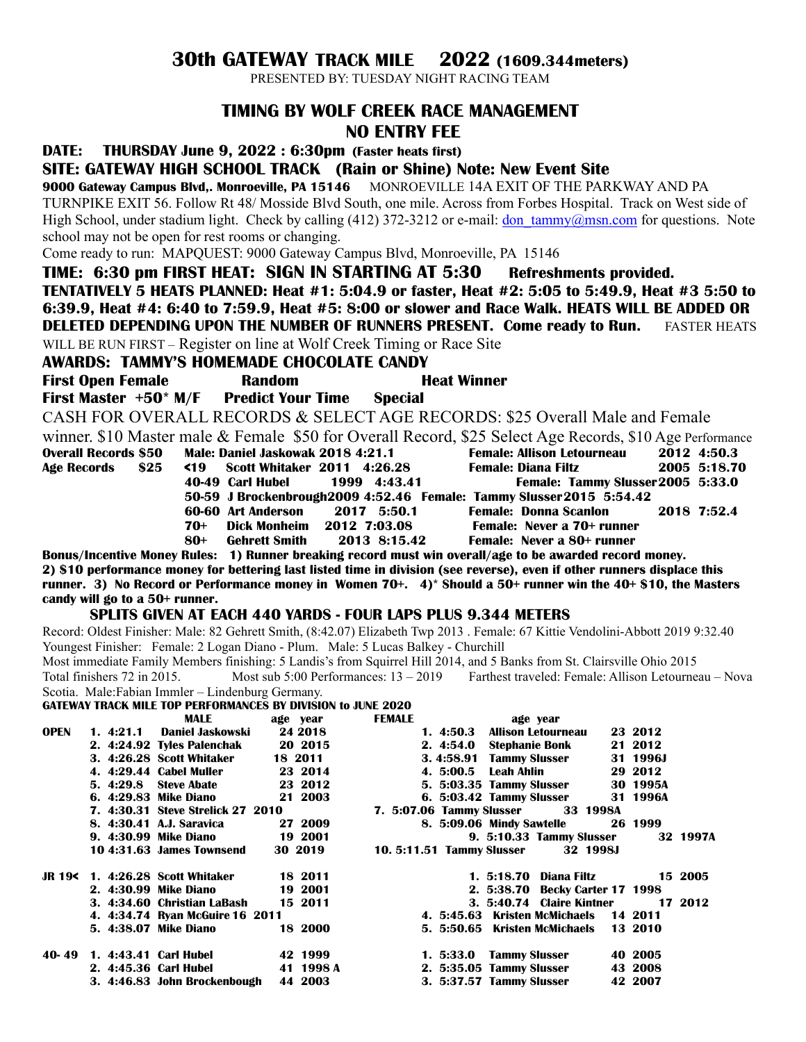# 30th GATEWAY TRACK MILE 2022 (1609.344meters)

PRESENTED BY: TUESDAY NIGHT RACING TEAM

## TIMING BY WOLF CREEK RACE MANAGEMENT

## NO ENTRY FEE

**DATE: THURSDAY June 9, 2022 : 6:30pm (Faster heats first)**

**SITE: GATEWAY HIGH SCHOOL TRACK (Rain or Shine) Note: New Event Site**

**9000 Gateway Campus Blvd,. Monroeville, PA 15146** MONROEVILLE 14A EXIT OF THE PARKWAY AND PA TURNPIKE EXIT 56. Follow Rt 48/ Mosside Blvd South, one mile. Across from Forbes Hospital. Track on West side of High School, under stadium light. Check by calling (412) 372-3212 or e-mail: don_tammy@msn.com for questions. Note school may not be open for rest rooms or changing.

Come ready to run: MAPQUEST: 9000 Gateway Campus Blvd, Monroeville, PA 15146

**TIME: 6:30 pm FIRST HEAT: SIGN IN STARTING AT 5:30 Refreshments provided.**

**TENTATIVELY 5 HEATS PLANNED: Heat #1: 5:04.9 or faster, Heat #2: 5:05 to 5:49.9, Heat #3 5:50 to 6:39.9, Heat #4: 6:40 to 7:59.9, Heat #5: 8:00 or slower and Race Walk. HEATS WILL BE ADDED OR DELETED DEPENDING UPON THE NUMBER OF RUNNERS PRESENT. Come ready to Run.** FASTER HEATS WILL BE RUN FIRST – Register on line at Wolf Creek Timing or Race Site

**AWARDS: TAMMY'S HOMEMADE CHOCOLATE CANDY**

**First Open Female   Random   Heat Winner**

**First Master +50* M/F   Predict Your Time   Special**

CASH FOR OVERALL RECORDS & SELECT AGE RECORDS: $25 Overall Male and Female winner. $10 Master male & Female $50 for Overall Record, $25 Select Age Records, $10 Age Performance

| | | Male | | | Female | |
|---|---|---|---|---|---|---|
| **Overall Records $50** | | Male: Daniel Jaskowak | 2018 | 4:21.1 | Female: Allison Letourneau | 2012 4:50.3 |
| **Age Records $25** | <19 | Scott Whitaker | 2011 | 4:26.28 | Female: Diana Filtz | 2005 5:18.70 |
| | 40-49 | Carl Hubel | 1999 | 4:43.41 | Female: Tammy Slusser | 2005 5:33.0 |
| | 50-59 | J Brockenbrough | 2009 | 4:52.46 | Female: Tammy Slusser | 2015 5:54.42 |
| | 60-60 | Art Anderson | 2017 | 5:50.1 | Female: Donna Scanlon | 2018 7:52.4 |
| | 70+ | Dick Monheim | 2012 | 7:03.08 | Female: Never a 70+ runner | |
| | 80+ | Gehrett Smith | 2013 | 8:15.42 | Female: Never a 80+ runner | |

**Bonus/Incentive Money Rules: 1) Runner breaking record must win overall/age to be awarded record money. 2) $10 performance money for bettering last listed time in division (see reverse), even if other runners displace this runner. 3) No Record or Performance money in Women 70+. 4)* Should a 50+ runner win the 40+ $10, the Masters candy will go to a 50+ runner.**

**SPLITS GIVEN AT EACH 440 YARDS - FOUR LAPS PLUS 9.344 METERS**

Record: Oldest Finisher: Male: 82 Gehrett Smith, (8:42.07) Elizabeth Twp 2013 . Female: 67 Kittie Vendolini-Abbott 2019 9:32.40

Youngest Finisher: Female: 2 Logan Diano - Plum. Male: 5 Lucas Balkey - Churchill

Most immediate Family Members finishing: 5 Landis's from Squirrel Hill 2014, and 5 Banks from St. Clairsville Ohio 2015

Total finishers 72 in 2015. Most sub 5:00 Performances: 13 – 2019 Farthest traveled: Female: Allison Letourneau – Nova Scotia. Male:Fabian Immler – Lindenburg Germany.

**GATEWAY TRACK MILE TOP PERFORMANCES BY DIVISION to JUNE 2020**

| | MALE | | age | year | FEMALE | | age | year |
|---|---|---|---|---|---|---|---|---|
| **OPEN** | 1. 4:21.1 | Daniel Jaskowski | 24 | 2018 | 1. 4:50.3 | Allison Letourneau | 23 | 2012 |
| | 2. 4:24.92 | Tyles Palenchak | 20 | 2015 | 2. 4:54.0 | Stephanie Bonk | 21 | 2012 |
| | 3. 4:26.28 | Scott Whitaker | 18 | 2011 | 3. 4:58.91 | Tammy Slusser | 31 | 1996J |
| | 4. 4:29.44 | Cabel Muller | 23 | 2014 | 4. 5:00.5 | Leah Ahlin | 29 | 2012 |
| | 5. 4:29.8 | Steve Abate | 23 | 2012 | 5. 5:03.35 | Tammy Slusser | 30 | 1995A |
| | 6. 4:29.83 | Mike Diano | 21 | 2003 | 6. 5:03.42 | Tammy Slusser | 31 | 1996A |
| | 7. 4:30.31 | Steve Strelick | 27 | 2010 | 7. 5:07.06 | Tammy Slusser | 33 | 1998A |
| | 8. 4:30.41 | A.J. Saravica | 27 | 2009 | 8. 5:09.06 | Mindy Sawtelle | 26 | 1999 |
| | 9. 4:30.99 | Mike Diano | 19 | 2001 | 9. 5:10.33 | Tammy Slusser | 32 | 1997A |
| | 10 4:31.63 | James Townsend | 30 | 2019 | 10. 5:11.51 | Tammy Slusser | 32 | 1998J |
| **JR 19<** | 1. 4:26.28 | Scott Whitaker | 18 | 2011 | 1. 5:18.70 | Diana Filtz | 15 | 2005 |
| | 2. 4:30.99 | Mike Diano | 19 | 2001 | 2. 5:38.70 | Becky Carter | 17 | 1998 |
| | 3. 4:34.60 | Christian LaBash | 15 | 2011 | 3. 5:40.74 | Claire Kintner | 17 | 2012 |
| | 4. 4:34.74 | Ryan McGuire | 16 | 2011 | 4. 5:45.63 | Kristen McMichaels | 14 | 2011 |
| | 5. 4:38.07 | Mike Diano | 18 | 2000 | 5. 5:50.65 | Kristen McMichaels | 13 | 2010 |
| **40- 49** | 1. 4:43.41 | Carl Hubel | 42 | 1999 | 1. 5:33.0 | Tammy Slusser | 40 | 2005 |
| | 2. 4:45.36 | Carl Hubel | 41 | 1998 A | 2. 5:35.05 | Tammy Slusser | 43 | 2008 |
| | 3. 4:46.83 | John Brockenbough | 44 | 2003 | 3. 5:37.57 | Tammy Slusser | 42 | 2007 |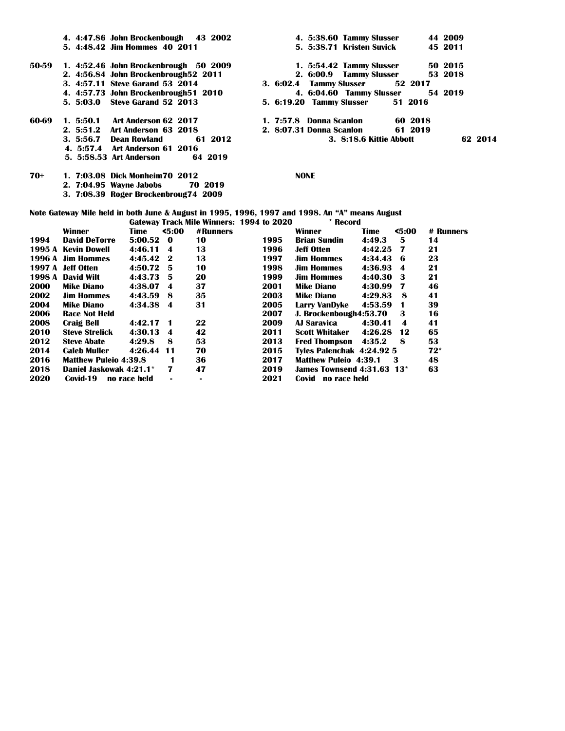|  | Men | Women |
|---|---|---|
|  | 4. 4:47.86 John Brockenbough 43 2002 | 4. 5:38.60 Tammy Slusser 44 2009 |
|  | 5. 4:48.42 Jim Hommes 40 2011 | 5. 5:38.71 Kristen Suvick 45 2011 |
| 50-59 | 1. 4:52.46 John Brockenbrough 50 2009 | 1. 5:54.42 Tammy Slusser 50 2015 |
|  | 2. 4:56.84 John Brockenbrough52 2011 | 2. 6:00.9 Tammy Slusser 53 2018 |
|  | 3. 4:57.11 Steve Garand 53 2014 | 3. 6:02.4 Tammy Slusser 52 2017 |
|  | 4. 4:57.73 John Brockenbrough51 2010 | 4. 6:04.60 Tammy Slusser 54 2019 |
|  | 5. 5:03.0 Steve Garand 52 2013 | 5. 6:19.20 Tammy Slusser 51 2016 |
| 60-69 | 1. 5:50.1 Art Anderson 62 2017 | 1. 7:57.8 Donna Scanlon 60 2018 |
|  | 2. 5:51.2 Art Anderson 63 2018 | 2. 8:07.31 Donna Scanlon 61 2019 |
|  | 3. 5:56.7 Dean Rowland 61 2012 | 3. 8:18.6 Kittie Abbott 62 2014 |
|  | 4. 5:57.4 Art Anderson 61 2016 |  |
|  | 5. 5:58.53 Art Anderson 64 2019 |  |
| 70+ | 1. 7:03.08 Dick Monheim70 2012 | NONE |
|  | 2. 7:04.95 Wayne Jabobs 70 2019 |  |
|  | 3. 7:08.39 Roger Brockenbroug74 2009 |  |

**Note Gateway Mile held in both June & August in 1995, 1996, 1997 and 1998. An "A" means August**

**Gateway Track Mile Winners: 1994 to 2020** * Record

|  | Winner | Time | <5:00 | #Runners |  | Winner | Time | <5:00 | # Runners |
|---|---|---|---|---|---|---|---|---|---|
| 1994 | David DeTorre | 5:00.52 | 0 | 10 | 1995 | Brian Sundin | 4:49.3 | 5 | 14 |
| 1995 A | Kevin Dowell | 4:46.11 | 4 | 13 | 1996 | Jeff Otten | 4:42.25 | 7 | 21 |
| 1996 A | Jim Hommes | 4:45.42 | 2 | 13 | 1997 | Jim Hommes | 4:34.43 | 6 | 23 |
| 1997 A | Jeff Otten | 4:50.72 | 5 | 10 | 1998 | Jim Hommes | 4:36.93 | 4 | 21 |
| 1998 A | David Wilt | 4:43.73 | 5 | 20 | 1999 | Jim Hommes | 4:40.30 | 3 | 21 |
| 2000 | Mike Diano | 4:38.07 | 4 | 37 | 2001 | Mike Diano | 4:30.99 | 7 | 46 |
| 2002 | Jim Hommes | 4:43.59 | 8 | 35 | 2003 | Mike Diano | 4:29.83 | 8 | 41 |
| 2004 | Mike Diano | 4:34.38 | 4 | 31 | 2005 | Larry VanDyke | 4:53.59 | 1 | 39 |
| 2006 | Race Not Held |  |  |  | 2007 | J. Brockenbough | 4:53.70 | 3 | 16 |
| 2008 | Craig Bell | 4:42.17 | 1 | 22 | 2009 | AJ Saravica | 4:30.41 | 4 | 41 |
| 2010 | Steve Strelick | 4:30.13 | 4 | 42 | 2011 | Scott Whitaker | 4:26.28 | 12 | 65 |
| 2012 | Steve Abate | 4:29.8 | 8 | 53 | 2013 | Fred Thompson | 4:35.2 | 8 | 53 |
| 2014 | Caleb Muller | 4:26.44 | 11 | 70 | 2015 | Tyles Palenchak | 4:24.92 | 5 | 72* |
| 2016 | Matthew Puleio | 4:39.8 | 1 | 36 | 2017 | Matthew Puleio | 4:39.1 | 3 | 48 |
| 2018 | Daniel Jaskowak | 4:21.1* | 7 | 47 | 2019 | James Townsend | 4:31.63 | 13* | 63 |
| 2020 | Covid-19 no race held |  | - | - | 2021 | Covid no race held |  |  |  |